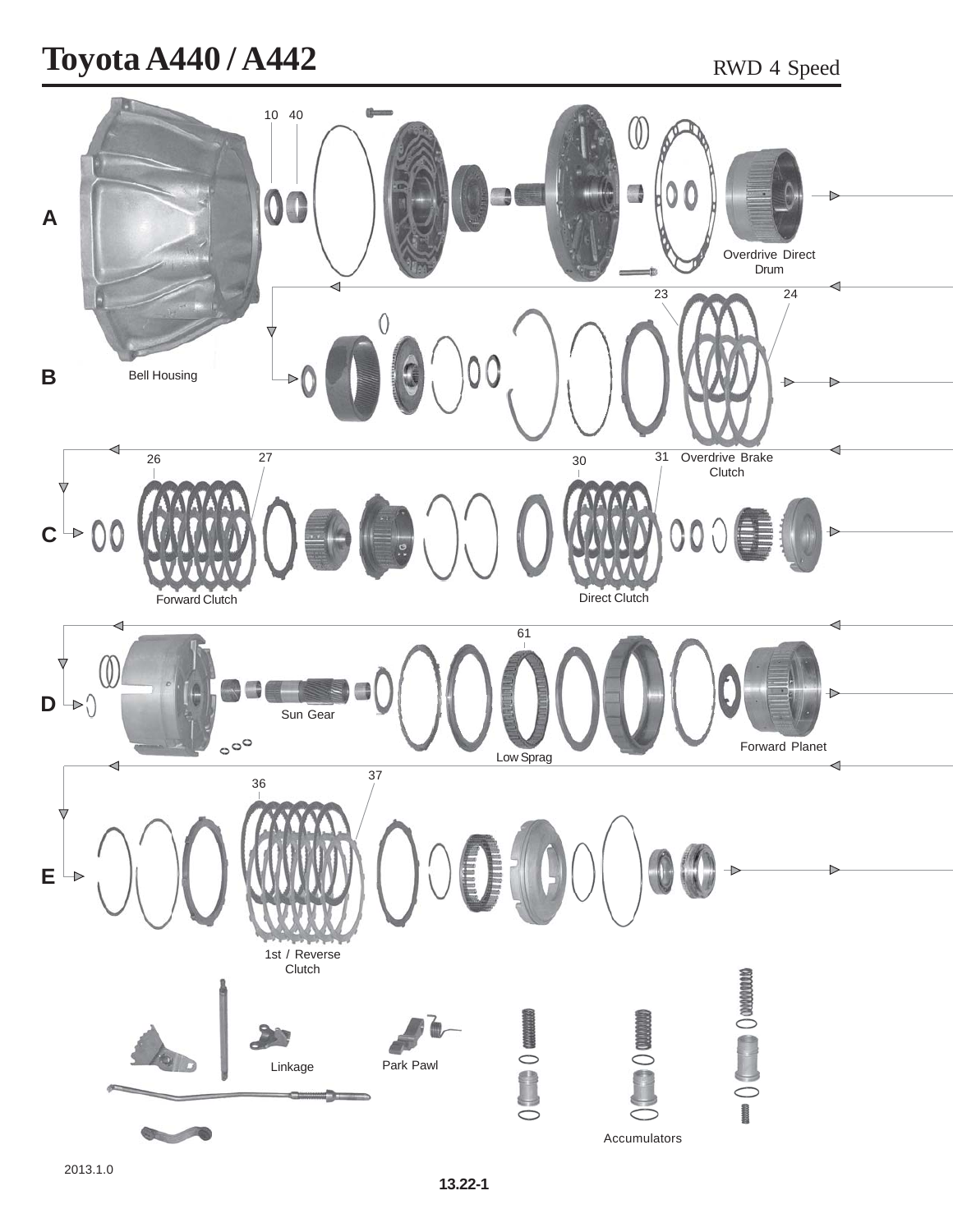# Toyota A440 / A442

RWD 4 Speed

A

10 40

Overdrive Direct Drum

B

Bell Housing

23 24

Overdrive Brake Clutch

C

26 27 30 31

Forward Clutch

Direct Clutch

D

61

Sun Gear

Low Sprag

Forward Planet

E

36 37

1st / Reverse Clutch

Linkage

Park Pawl

Accumulators

2013.1.0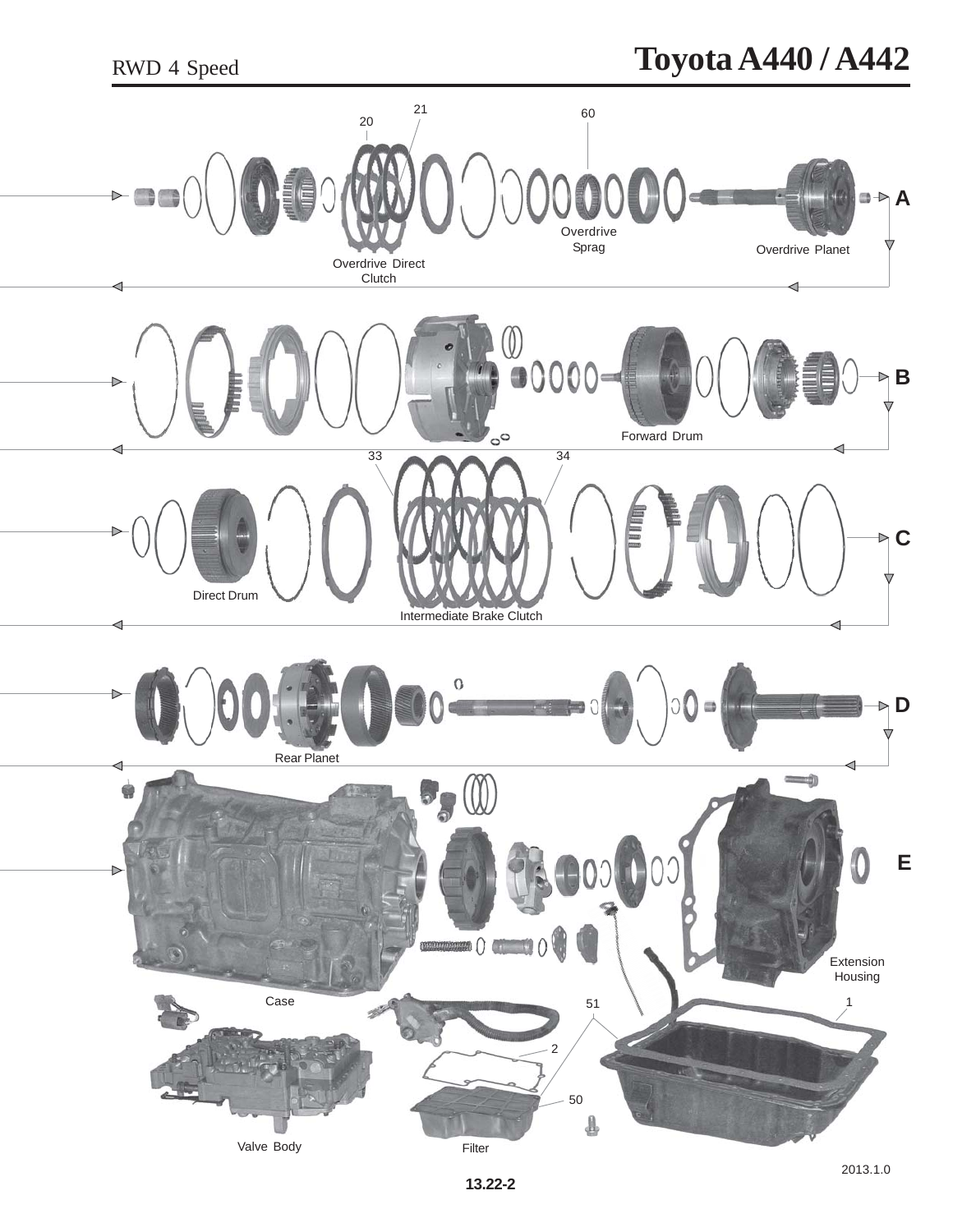# Toyota A440 / A442

RWD 4 Speed

21

20

60

A

Overdrive Sprag

Overdrive Planet

Overdrive Direct Clutch

B

Forward Drum

33

34

C

Direct Drum

Intermediate Brake Clutch

D

Rear Planet

E

Extension Housing

Case

51

1

2

50

Valve Body

Filter

2013.1.0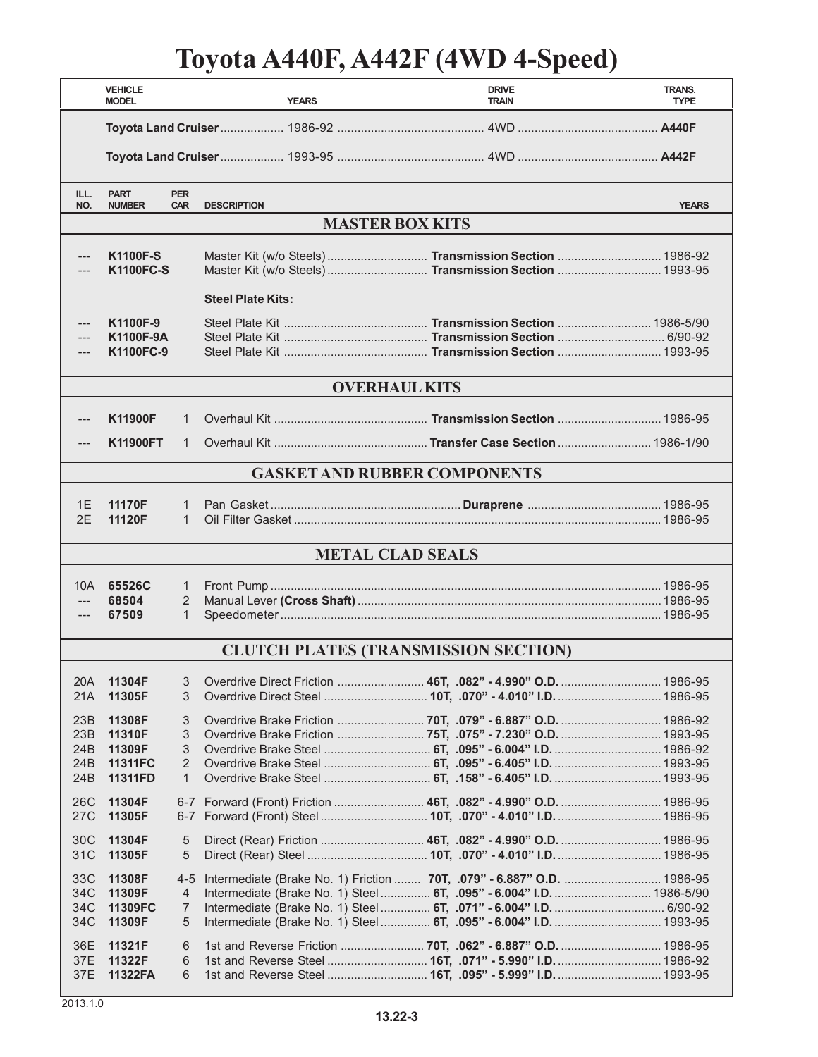# Toyota A440F, A442F (4WD 4-Speed)

| VEHICLE MODEL | YEARS | DRIVE TRAIN | TRANS. TYPE |
|---|---|---|---|
| **Toyota Land Cruiser** | 1986-92 | 4WD | **A440F** |
| **Toyota Land Cruiser** | 1993-95 | 4WD | **A442F** |

| ILL. NO. | PART NUMBER | PER CAR | DESCRIPTION | | | YEARS |
|---|---|---|---|---|---|---|
| | | | **MASTER BOX KITS** | | | |
| --- | **K1100F-S** | | Master Kit (w/o Steels) | **Transmission Section** | | 1986-92 |
| --- | **K1100FC-S** | | Master Kit (w/o Steels) | **Transmission Section** | | 1993-95 |
| | | | **Steel Plate Kits:** | | | |
| --- | **K1100F-9** | | Steel Plate Kit | **Transmission Section** | | 1986-5/90 |
| --- | **K1100F-9A** | | Steel Plate Kit | **Transmission Section** | | 6/90-92 |
| --- | **K1100FC-9** | | Steel Plate Kit | **Transmission Section** | | 1993-95 |
| | | | **OVERHAUL KITS** | | | |
| --- | **K11900F** | 1 | Overhaul Kit | **Transmission Section** | | 1986-95 |
| --- | **K11900FT** | 1 | Overhaul Kit | **Transfer Case Section** | | 1986-1/90 |
| | | | **GASKET AND RUBBER COMPONENTS** | | | |
| 1E | **11170F** | 1 | Pan Gasket | **Duraprene** | | 1986-95 |
| 2E | **11120F** | 1 | Oil Filter Gasket | | | 1986-95 |
| | | | **METAL CLAD SEALS** | | | |
| 10A | **65526C** | 1 | Front Pump | | | 1986-95 |
| --- | **68504** | 2 | Manual Lever **(Cross Shaft)** | | | 1986-95 |
| --- | **67509** | 1 | Speedometer | | | 1986-95 |
| | | | **CLUTCH PLATES (TRANSMISSION SECTION)** | | | |
| 20A | **11304F** | 3 | Overdrive Direct Friction | **46T, .082" - 4.990" O.D.** | | 1986-95 |
| 21A | **11305F** | 3 | Overdrive Direct Steel | **10T, .070" - 4.010" I.D.** | | 1986-95 |
| 23B | **11308F** | 3 | Overdrive Brake Friction | **70T, .079" - 6.887" O.D.** | | 1986-92 |
| 23B | **11310F** | 3 | Overdrive Brake Friction | **75T, .075" - 7.230" O.D.** | | 1993-95 |
| 24B | **11309F** | 3 | Overdrive Brake Steel | **6T, .095" - 6.004" I.D.** | | 1986-92 |
| 24B | **11311FC** | 2 | Overdrive Brake Steel | **6T, .095" - 6.405" I.D.** | | 1993-95 |
| 24B | **11311FD** | 1 | Overdrive Brake Steel | **6T, .158" - 6.405" I.D.** | | 1993-95 |
| 26C | **11304F** | 6-7 | Forward (Front) Friction | **46T, .082" - 4.990" O.D.** | | 1986-95 |
| 27C | **11305F** | 6-7 | Forward (Front) Steel | **10T, .070" - 4.010" I.D.** | | 1986-95 |
| 30C | **11304F** | 5 | Direct (Rear) Friction | **46T, .082" - 4.990" O.D.** | | 1986-95 |
| 31C | **11305F** | 5 | Direct (Rear) Steel | **10T, .070" - 4.010" I.D.** | | 1986-95 |
| 33C | **11308F** | 4-5 | Intermediate (Brake No. 1) Friction | **70T, .079" - 6.887" O.D.** | | 1986-95 |
| 34C | **11309F** | 4 | Intermediate (Brake No. 1) Steel | **6T, .095" - 6.004" I.D.** | | 1986-5/90 |
| 34C | **11309FC** | 7 | Intermediate (Brake No. 1) Steel | **6T, .071" - 6.004" I.D.** | | 6/90-92 |
| 34C | **11309F** | 5 | Intermediate (Brake No. 1) Steel | **6T, .095" - 6.004" I.D.** | | 1993-95 |
| 36E | **11321F** | 6 | 1st and Reverse Friction | **70T, .062" - 6.887" O.D.** | | 1986-95 |
| 37E | **11322F** | 6 | 1st and Reverse Steel | **16T, .071" - 5.990" I.D.** | | 1986-92 |
| 37E | **11322FA** | 6 | 1st and Reverse Steel | **16T, .095" - 5.999" I.D.** | | 1993-95 |

2013.1.0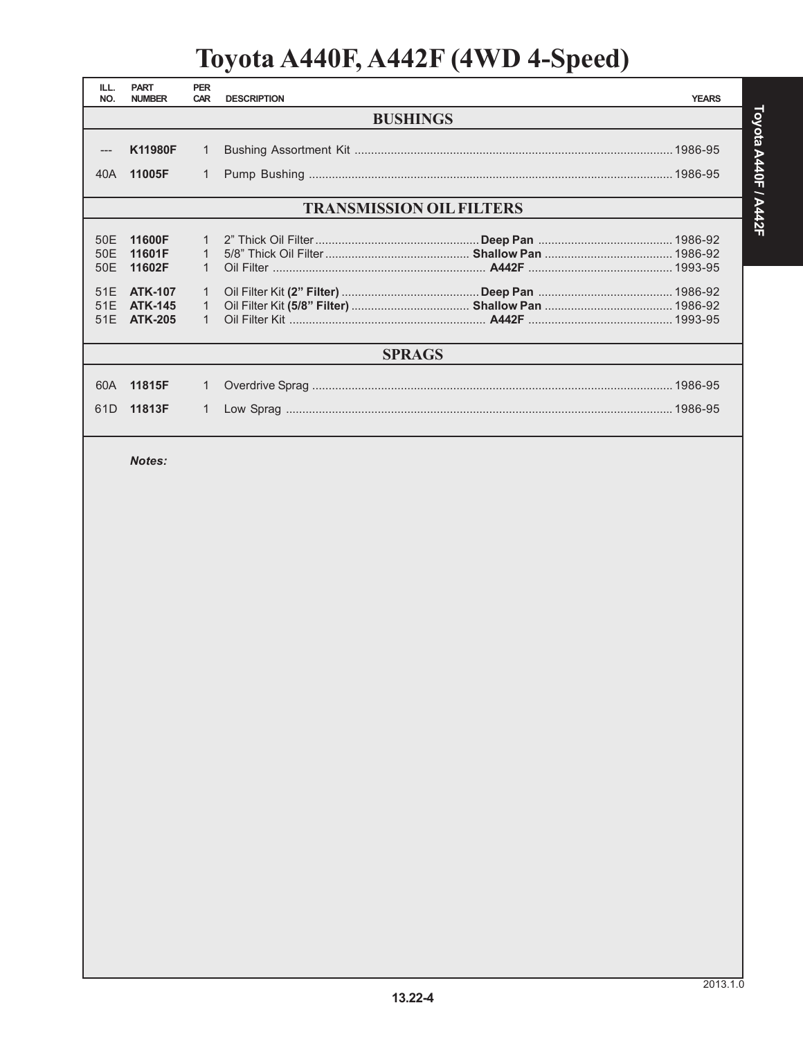# Toyota A440F, A442F (4WD 4-Speed)

| ILL. NO. | PART NUMBER | PER CAR | DESCRIPTION | | YEARS |
|---|---|---|---|---|---|
| **BUSHINGS** | | | | | |
| --- | **K11980F** | 1 | Bushing Assortment Kit | | 1986-95 |
| 40A | **11005F** | 1 | Pump Bushing | | 1986-95 |
| **TRANSMISSION OIL FILTERS** | | | | | |
| 50E | **11600F** | 1 | 2" Thick Oil Filter | **Deep Pan** | 1986-92 |
| 50E | **11601F** | 1 | 5/8" Thick Oil Filter | **Shallow Pan** | 1986-92 |
| 50E | **11602F** | 1 | Oil Filter | **A442F** | 1993-95 |
| 51E | **ATK-107** | 1 | Oil Filter Kit **(2" Filter)** | **Deep Pan** | 1986-92 |
| 51E | **ATK-145** | 1 | Oil Filter Kit **(5/8" Filter)** | **Shallow Pan** | 1986-92 |
| 51E | **ATK-205** | 1 | Oil Filter Kit | **A442F** | 1993-95 |
| **SPRAGS** | | | | | |
| 60A | **11815F** | 1 | Overdrive Sprag | | 1986-95 |
| 61D | **11813F** | 1 | Low Sprag | | 1986-95 |

***Notes:***

2013.1.0